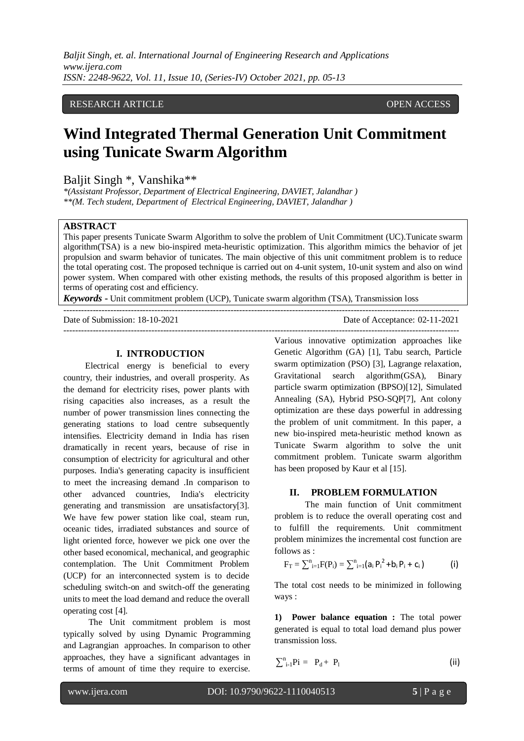RESEARCH ARTICLE OPEN ACCESS

# Wind Integrated Thermal Generation Unit Commitment using Tunicate Swarm Algorithm

Baljit Singh *, Vanshika**

*(Assistant Professor, Department of Electrical Engineering, DAVIET, Jalandhar )
**(M. Tech student, Department of Electrical Engineering, DAVIET, Jalandhar )

**ABSTRACT**

This paper presents Tunicate Swarm Algorithm to solve the problem of Unit Commitment (UC).Tunicate swarm algorithm(TSA) is a new bio-inspired meta-heuristic optimization. This algorithm mimics the behavior of jet propulsion and swarm behavior of tunicates. The main objective of this unit commitment problem is to reduce the total operating cost. The proposed technique is carried out on 4-unit system, 10-unit system and also on wind power system. When compared with other existing methods, the results of this proposed algorithm is better in terms of operating cost and efficiency.

***Keywords* -** Unit commitment problem (UCP), Tunicate swarm algorithm (TSA), Transmission loss

---

Date of Submission: 18-10-2021 Date of Acceptance: 02-11-2021

---

## I. INTRODUCTION

Electrical energy is beneficial to every country, their industries, and overall prosperity. As the demand for electricity rises, power plants with rising capacities also increases, as a result the number of power transmission lines connecting the generating stations to load centre subsequently intensifies. Electricity demand in India has risen dramatically in recent years, because of rise in consumption of electricity for agricultural and other purposes. India's generating capacity is insufficient to meet the increasing demand .In comparison to other advanced countries, India's electricity generating and transmission are unsatisfactory[3]. We have few power station like coal, steam run, oceanic tides, irradiated substances and source of light oriented force, however we pick one over the other based economical, mechanical, and geographic contemplation. The Unit Commitment Problem (UCP) for an interconnected system is to decide scheduling switch-on and switch-off the generating units to meet the load demand and reduce the overall operating cost [4].

The Unit commitment problem is most typically solved by using Dynamic Programming and Lagrangian approaches. In comparison to other approaches, they have a significant advantages in terms of amount of time they require to exercise. Various innovative optimization approaches like Genetic Algorithm (GA) [1], Tabu search, Particle swarm optimization (PSO) [3], Lagrange relaxation, Gravitational search algorithm(GSA), Binary particle swarm optimization (BPSO)[12], Simulated Annealing (SA), Hybrid PSO-SQP[7], Ant colony optimization are these days powerful in addressing the problem of unit commitment. In this paper, a new bio-inspired meta-heuristic method known as Tunicate Swarm algorithm to solve the unit commitment problem. Tunicate swarm algorithm has been proposed by Kaur et al [15].

## II. PROBLEM FORMULATION

The main function of Unit commitment problem is to reduce the overall operating cost and to fulfill the requirements. Unit commitment problem minimizes the incremental cost function are follows as :

$$F_T = \sum_{i=1}^{n} F(P_i) = \sum_{i=1}^{n} (a_i P_i^2 + b_i P_i + c_i) \qquad \text{(i)}$$

The total cost needs to be minimized in following ways :

**1) Power balance equation :** The total power generated is equal to total load demand plus power transmission loss.

$$\sum_{i-1}^{n} Pi = P_d + P_l \qquad \text{(ii)}$$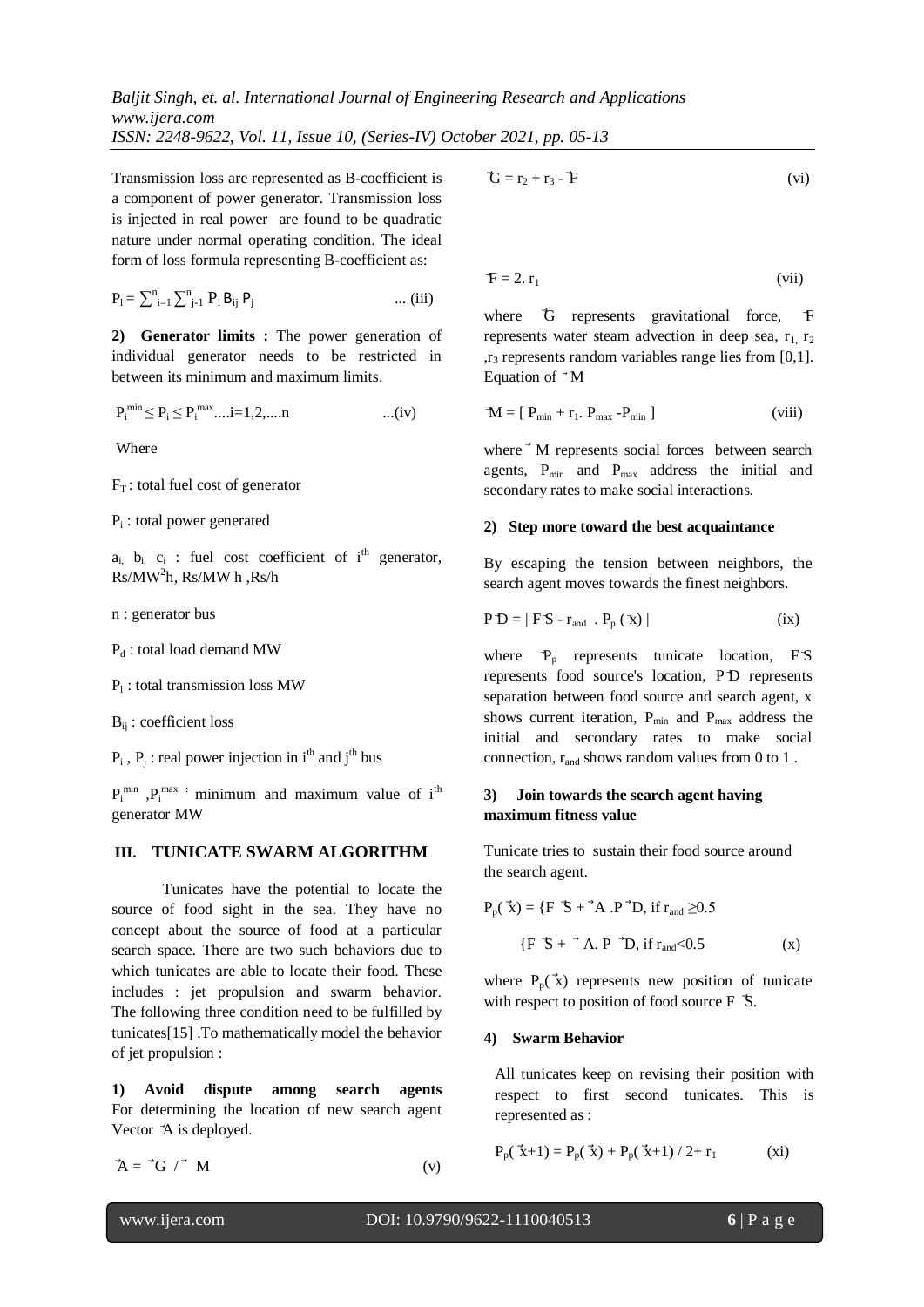Transmission loss are represented as B-coefficient is a component of power generator. Transmission loss is injected in real power are found to be quadratic nature under normal operating condition. The ideal form of loss formula representing B-coefficient as:

$$P_l = \sum_{i=1}^{n} \sum_{j-1}^{n} P_i B_{ij} P_j \qquad \text{... (iii)}$$

**2) Generator limits :** The power generation of individual generator needs to be restricted in between its minimum and maximum limits.

$$P_i^{min} \leq P_i \leq P_i^{max} \text{....} i=1,2,\text{....}n \qquad \text{...(iv)}$$

Where

$F_T$ : total fuel cost of generator

$P_i$ : total power generated

$a_i$, $b_i$, $c_i$ : fuel cost coefficient of $i^{th}$ generator, $Rs/MW^2h$, Rs/MW h ,Rs/h

n : generator bus

$P_d$ : total load demand MW

$P_l$ : total transmission loss MW

$B_{ij}$ : coefficient loss

$P_i$ , $P_j$ : real power injection in $i^{th}$ and $j^{th}$ bus

$P_i^{min}$ ,$P_i^{max}$ : minimum and maximum value of $i^{th}$ generator MW

## III. TUNICATE SWARM ALGORITHM

Tunicates have the potential to locate the source of food sight in the sea. They have no concept about the source of food at a particular search space. There are two such behaviors due to which tunicates are able to locate their food. These includes : jet propulsion and swarm behavior. The following three condition need to be fulfilled by tunicates[15] .To mathematically model the behavior of jet propulsion :

**1) Avoid dispute among search agents** For determining the location of new search agent Vector $\vec{A}$ is deployed.

$$\vec{A} = \vec{G} / \vec{M} \qquad \text{(v)}$$

$$\vec{G} = r_2 + r_3 - \vec{F} \qquad \text{(vi)}$$

$$\vec{F} = 2 . r_1 \qquad \text{(vii)}$$

where $\vec{G}$ represents gravitational force, $\vec{F}$ represents water steam advection in deep sea, $r_1$, $r_2$ ,$r_3$ represents random variables range lies from [0,1]. Equation of $\vec{M}$

$$\vec{M} = [\, P_{min} + r_1 .\, P_{max} - P_{min} \,] \qquad \text{(viii)}$$

where $\vec{M}$ represents social forces between search agents, $P_{min}$ and $P_{max}$ address the initial and secondary rates to make social interactions.

**2) Step more toward the best acquaintance**

By escaping the tension between neighbors, the search agent moves towards the finest neighbors.

$$\vec{PD} = |\, \vec{FS} - r_{and} \, . \, P_p(\vec{x}) \,| \qquad \text{(ix)}$$

where $\vec{P}_p$ represents tunicate location, $\vec{FS}$ represents food source's location, $\vec{PD}$ represents separation between food source and search agent, x shows current iteration, $P_{min}$ and $P_{max}$ address the initial and secondary rates to make social connection, $r_{and}$ shows random values from 0 to 1 .

**3) Join towards the search agent having maximum fitness value**

Tunicate tries to sustain their food source around the search agent.

$$P_p(\vec{x}) = \{ \vec{FS} + \vec{A} . \vec{PD}, \text{ if } r_{and} \geq 0.5$$

$$\{ \vec{FS} + \vec{A} . \vec{PD}, \text{ if } r_{and} < 0.5 \qquad \text{(x)}$$

where $P_p(\vec{x})$ represents new position of tunicate with respect to position of food source $\vec{FS}$.

**4) Swarm Behavior**

All tunicates keep on revising their position with respect to first second tunicates. This is represented as :

$$P_p(\vec{x}+1) = P_p(\vec{x}) + P_p(\vec{x}+1) / 2 + r_1 \qquad \text{(xi)}$$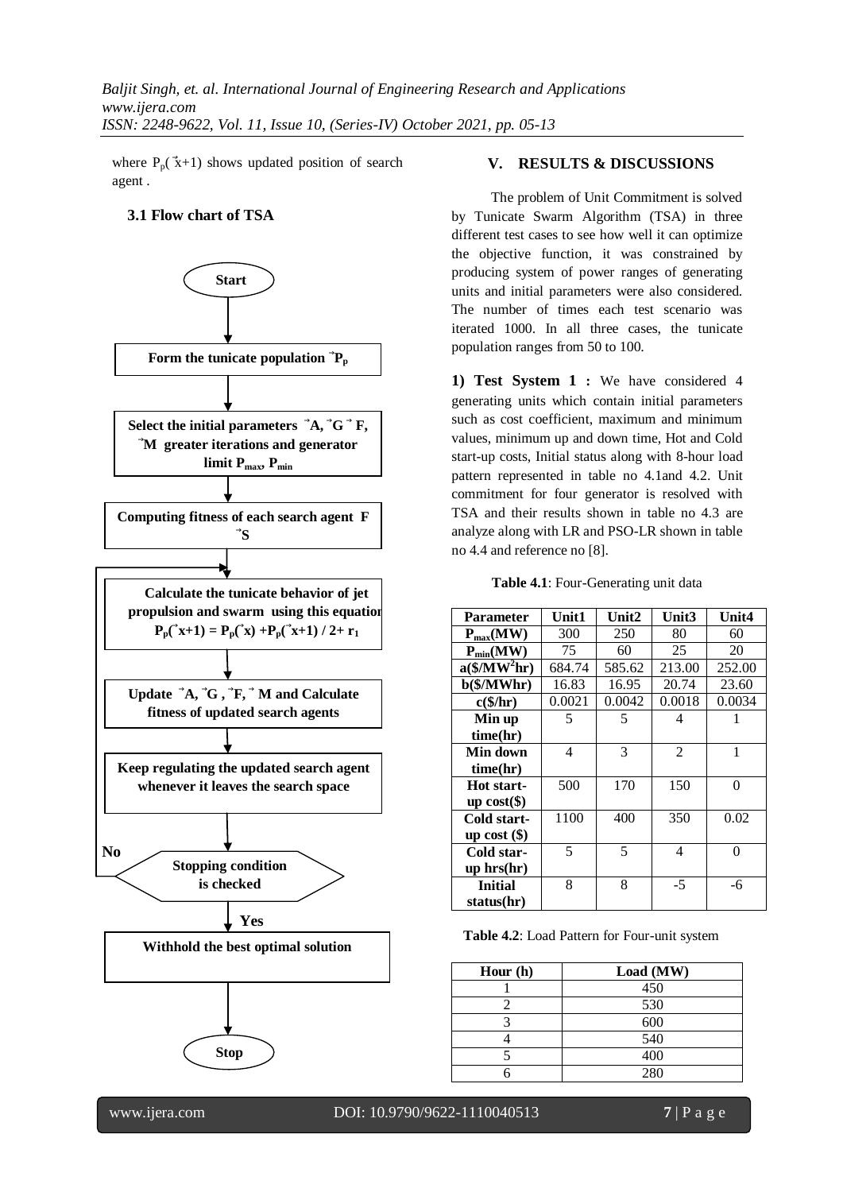where $P_p(\vec{x}+1)$ shows updated position of search agent .

### 3.1 Flow chart of TSA

**Start**

**Form the tunicate population $\vec{P}_p$**

**Select the initial parameters $\vec{A}$, $\vec{G}$ $\vec{F}$, $\vec{M}$ greater iterations and generator limit $P_{max}$, $P_{min}$**

**Computing fitness of each search agent F $\vec{S}$**

**Calculate the tunicate behavior of jet propulsion and swarm using this equation $P_p(\vec{x}+1) = P_p(\vec{x}) + P_p(\vec{x}+1) / 2+ r_1$**

**Update $\vec{A}$, $\vec{G}$ , $\vec{F}$, $\vec{M}$ and Calculate fitness of updated search agents**

**Keep regulating the updated search agent whenever it leaves the search space**

**Stopping condition is checked** (No → return to calculate tunicate behavior; Yes → continue)

**Withhold the best optimal solution**

**Stop**

## V. RESULTS & DISCUSSIONS

The problem of Unit Commitment is solved by Tunicate Swarm Algorithm (TSA) in three different test cases to see how well it can optimize the objective function, it was constrained by producing system of power ranges of generating units and initial parameters were also considered. The number of times each test scenario was iterated 1000. In all three cases, the tunicate population ranges from 50 to 100.

**1) Test System 1 :** We have considered 4 generating units which contain initial parameters such as cost coefficient, maximum and minimum values, minimum up and down time, Hot and Cold start-up costs, Initial status along with 8-hour load pattern represented in table no 4.1and 4.2. Unit commitment for four generator is resolved with TSA and their results shown in table no 4.3 are analyze along with LR and PSO-LR shown in table no 4.4 and reference no [8].

**Table 4.1**: Four-Generating unit data

| Parameter | Unit1 | Unit2 | Unit3 | Unit4 |
|---|---|---|---|---|
| $P_{max}$(MW) | 300 | 250 | 80 | 60 |
| $P_{min}$(MW) | 75 | 60 | 25 | 20 |
| a($/MW$^2$hr) | 684.74 | 585.62 | 213.00 | 252.00 |
| b($/MWhr) | 16.83 | 16.95 | 20.74 | 23.60 |
| c($/hr) | 0.0021 | 0.0042 | 0.0018 | 0.0034 |
| Min up time(hr) | 5 | 5 | 4 | 1 |
| Min down time(hr) | 4 | 3 | 2 | 1 |
| Hot start-up cost($) | 500 | 170 | 150 | 0 |
| Cold start-up cost ($) | 1100 | 400 | 350 | 0.02 |
| Cold star-up hrs(hr) | 5 | 5 | 4 | 0 |
| Initial status(hr) | 8 | 8 | -5 | -6 |

**Table 4.2**: Load Pattern for Four-unit system

| Hour (h) | Load (MW) |
|---|---|
| 1 | 450 |
| 2 | 530 |
| 3 | 600 |
| 4 | 540 |
| 5 | 400 |
| 6 | 280 |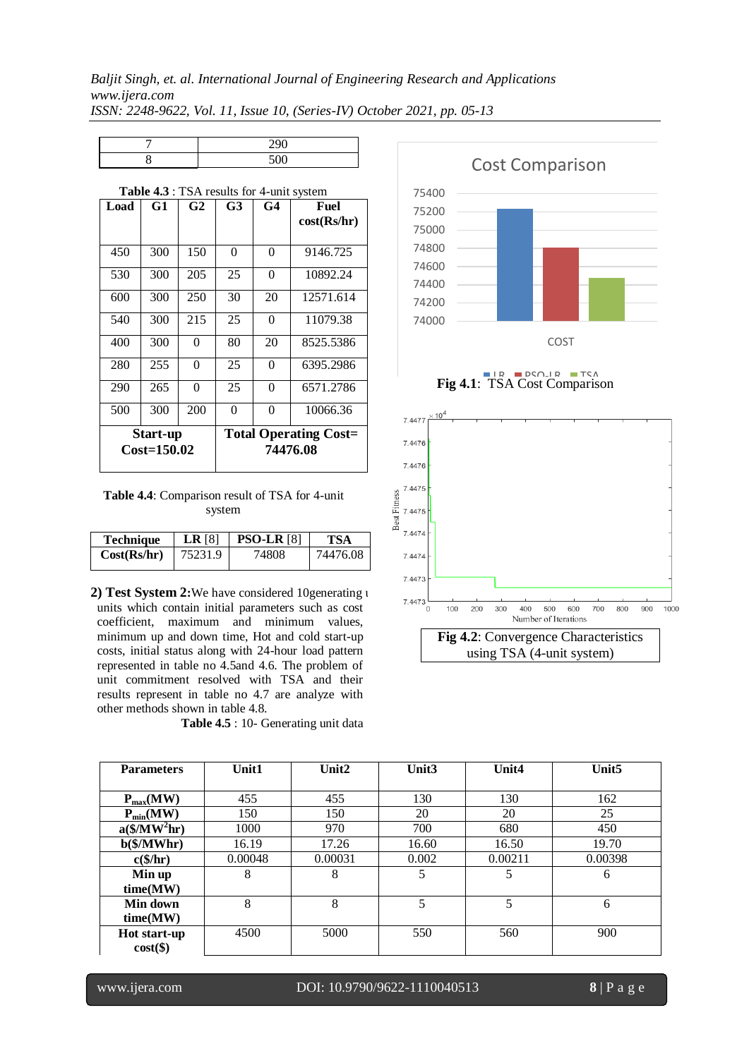| 7 | 290 |
|---|---|
| 8 | 500 |

**Table 4.3** : TSA results for 4-unit system

| Load | G1 | G2 | G3 | G4 | Fuel cost(Rs/hr) |
|---|---|---|---|---|---|
| 450 | 300 | 150 | 0 | 0 | 9146.725 |
| 530 | 300 | 205 | 25 | 0 | 10892.24 |
| 600 | 300 | 250 | 30 | 20 | 12571.614 |
| 540 | 300 | 215 | 25 | 0 | 11079.38 |
| 400 | 300 | 0 | 80 | 20 | 8525.5386 |
| 280 | 255 | 0 | 25 | 0 | 6395.2986 |
| 290 | 265 | 0 | 25 | 0 | 6571.2786 |
| 500 | 300 | 200 | 0 | 0 | 10066.36 |
| **Start-up Cost=150.02** | | | **Total Operating Cost= 74476.08** | | |

**Table 4.4**: Comparison result of TSA for 4-unit system

| Technique | LR [8] | PSO-LR [8] | TSA |
|---|---|---|---|
| Cost(Rs/hr) | 75231.9 | 74808 | 74476.08 |

**2) Test System 2:** We have considered 10generating units which contain initial parameters such as cost coefficient, maximum and minimum values, minimum up and down time, Hot and cold start-up costs, initial status along with 24-hour load pattern represented in table no 4.5and 4.6. The problem of unit commitment resolved with TSA and their results represent in table no 4.7 are analyze with other methods shown in table 4.8.

**Fig 4.1**: TSA Cost Comparison

**Fig 4.2**: Convergence Characteristics using TSA (4-unit system)

**Table 4.5** : 10- Generating unit data

| Parameters | Unit1 | Unit2 | Unit3 | Unit4 | Unit5 |
|---|---|---|---|---|---|
| $P_{max}$(MW) | 455 | 455 | 130 | 130 | 162 |
| $P_{min}$(MW) | 150 | 150 | 20 | 20 | 25 |
| a($/MW$^2$hr) | 1000 | 970 | 700 | 680 | 450 |
| b($/MWhr) | 16.19 | 17.26 | 16.60 | 16.50 | 19.70 |
| c($/hr) | 0.00048 | 0.00031 | 0.002 | 0.00211 | 0.00398 |
| Min up time(MW) | 8 | 8 | 5 | 5 | 6 |
| Min down time(MW) | 8 | 8 | 5 | 5 | 6 |
| Hot start-up cost($) | 4500 | 5000 | 550 | 560 | 900 |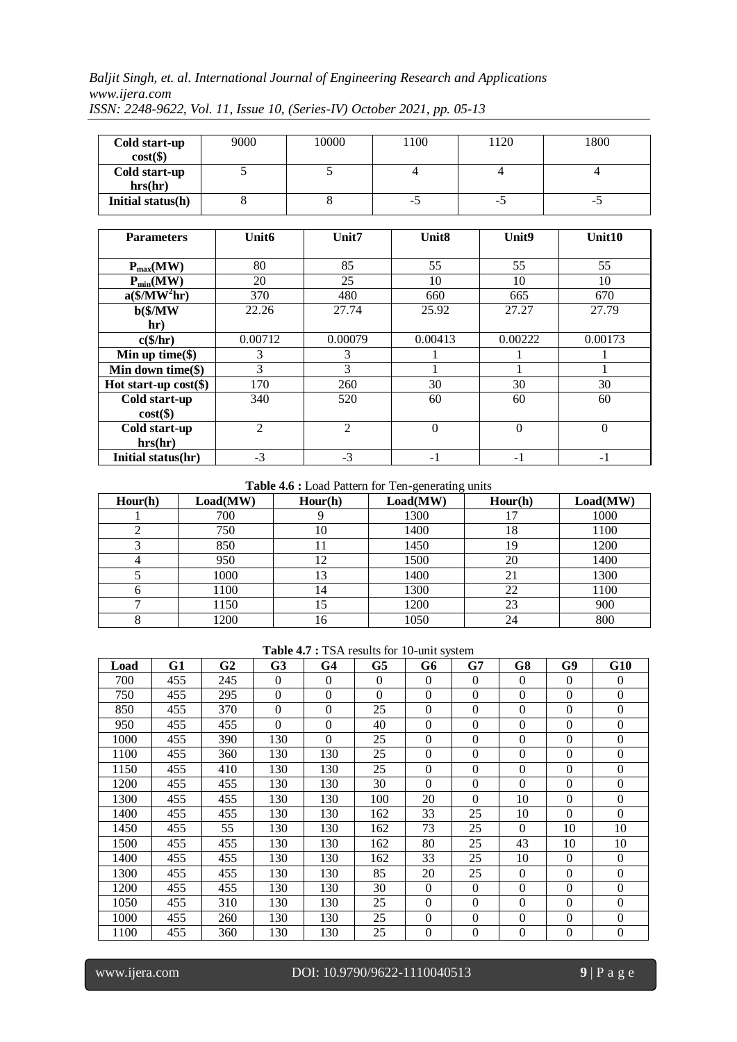| Cold start-up cost($) | 9000 | 10000 | 1100 | 1120 | 1800 |
|---|---|---|---|---|---|
| Cold start-up hrs(hr) | 5 | 5 | 4 | 4 | 4 |
| Initial status(h) | 8 | 8 | -5 | -5 | -5 |

| Parameters | Unit6 | Unit7 | Unit8 | Unit9 | Unit10 |
|---|---|---|---|---|---|
| $P_{max}$(MW) | 80 | 85 | 55 | 55 | 55 |
| $P_{min}$(MW) | 20 | 25 | 10 | 10 | 10 |
| a($/MW$^2$hr) | 370 | 480 | 660 | 665 | 670 |
| b($/MW hr) | 22.26 | 27.74 | 25.92 | 27.27 | 27.79 |
| c($/hr) | 0.00712 | 0.00079 | 0.00413 | 0.00222 | 0.00173 |
| Min up time($) | 3 | 3 | 1 | 1 | 1 |
| Min down time($) | 3 | 3 | 1 | 1 | 1 |
| Hot start-up cost($) | 170 | 260 | 30 | 30 | 30 |
| Cold start-up cost($) | 340 | 520 | 60 | 60 | 60 |
| Cold start-up hrs(hr) | 2 | 2 | 0 | 0 | 0 |
| Initial status(hr) | -3 | -3 | -1 | -1 | -1 |

**Table 4.6 :** Load Pattern for Ten-generating units

| Hour(h) | Load(MW) | Hour(h) | Load(MW) | Hour(h) | Load(MW) |
|---|---|---|---|---|---|
| 1 | 700 | 9 | 1300 | 17 | 1000 |
| 2 | 750 | 10 | 1400 | 18 | 1100 |
| 3 | 850 | 11 | 1450 | 19 | 1200 |
| 4 | 950 | 12 | 1500 | 20 | 1400 |
| 5 | 1000 | 13 | 1400 | 21 | 1300 |
| 6 | 1100 | 14 | 1300 | 22 | 1100 |
| 7 | 1150 | 15 | 1200 | 23 | 900 |
| 8 | 1200 | 16 | 1050 | 24 | 800 |

**Table 4.7 :** TSA results for 10-unit system

| Load | G1 | G2 | G3 | G4 | G5 | G6 | G7 | G8 | G9 | G10 |
|---|---|---|---|---|---|---|---|---|---|---|
| 700 | 455 | 245 | 0 | 0 | 0 | 0 | 0 | 0 | 0 | 0 |
| 750 | 455 | 295 | 0 | 0 | 0 | 0 | 0 | 0 | 0 | 0 |
| 850 | 455 | 370 | 0 | 0 | 25 | 0 | 0 | 0 | 0 | 0 |
| 950 | 455 | 455 | 0 | 0 | 40 | 0 | 0 | 0 | 0 | 0 |
| 1000 | 455 | 390 | 130 | 0 | 25 | 0 | 0 | 0 | 0 | 0 |
| 1100 | 455 | 360 | 130 | 130 | 25 | 0 | 0 | 0 | 0 | 0 |
| 1150 | 455 | 410 | 130 | 130 | 25 | 0 | 0 | 0 | 0 | 0 |
| 1200 | 455 | 455 | 130 | 130 | 30 | 0 | 0 | 0 | 0 | 0 |
| 1300 | 455 | 455 | 130 | 130 | 100 | 20 | 0 | 10 | 0 | 0 |
| 1400 | 455 | 455 | 130 | 130 | 162 | 33 | 25 | 10 | 0 | 0 |
| 1450 | 455 | 55 | 130 | 130 | 162 | 73 | 25 | 0 | 10 | 10 |
| 1500 | 455 | 455 | 130 | 130 | 162 | 80 | 25 | 43 | 10 | 10 |
| 1400 | 455 | 455 | 130 | 130 | 162 | 33 | 25 | 10 | 0 | 0 |
| 1300 | 455 | 455 | 130 | 130 | 85 | 20 | 25 | 0 | 0 | 0 |
| 1200 | 455 | 455 | 130 | 130 | 30 | 0 | 0 | 0 | 0 | 0 |
| 1050 | 455 | 310 | 130 | 130 | 25 | 0 | 0 | 0 | 0 | 0 |
| 1000 | 455 | 260 | 130 | 130 | 25 | 0 | 0 | 0 | 0 | 0 |
| 1100 | 455 | 360 | 130 | 130 | 25 | 0 | 0 | 0 | 0 | 0 |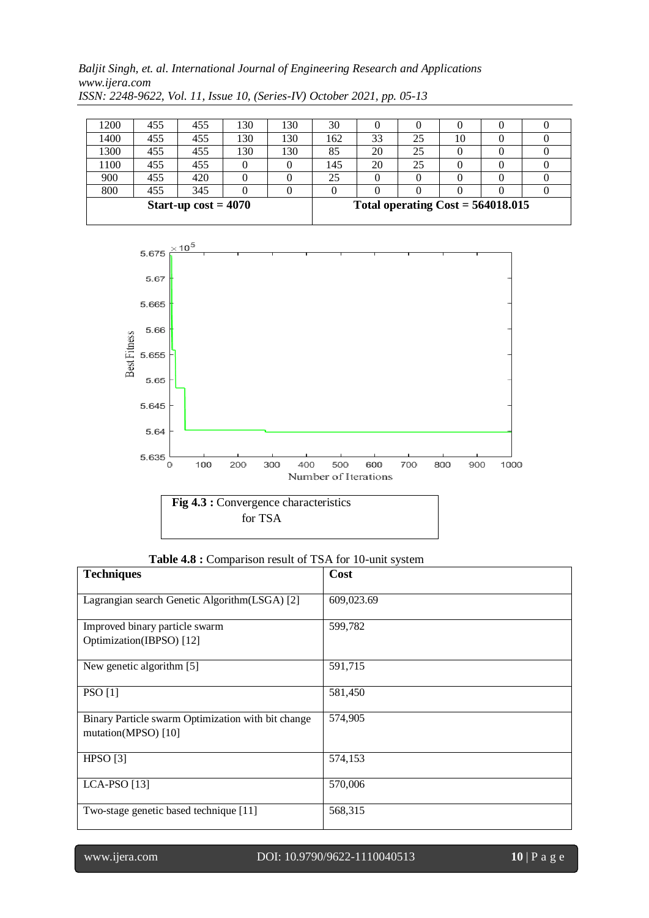| 1200 | 455 | 455 | 130 | 130 | 30 | 0 | 0 | 0 | 0 | 0 |
|---|---|---|---|---|---|---|---|---|---|---|
| 1400 | 455 | 455 | 130 | 130 | 162 | 33 | 25 | 10 | 0 | 0 |
| 1300 | 455 | 455 | 130 | 130 | 85 | 20 | 25 | 0 | 0 | 0 |
| 1100 | 455 | 455 | 0 | 0 | 145 | 20 | 25 | 0 | 0 | 0 |
| 900 | 455 | 420 | 0 | 0 | 25 | 0 | 0 | 0 | 0 | 0 |
| 800 | 455 | 345 | 0 | 0 | 0 | 0 | 0 | 0 | 0 | 0 |
| **Start-up cost = 4070** | | | | | **Total operating Cost = 564018.015** | | | | | |

**Fig 4.3 :** Convergence characteristics for TSA

**Table 4.8 :** Comparison result of TSA for 10-unit system

| **Techniques** | **Cost** |
|---|---|
| Lagrangian search Genetic Algorithm(LSGA) [2] | 609,023.69 |
| Improved binary particle swarm Optimization(IBPSO) [12] | 599,782 |
| New genetic algorithm [5] | 591,715 |
| PSO [1] | 581,450 |
| Binary Particle swarm Optimization with bit change mutation(MPSO) [10] | 574,905 |
| HPSO [3] | 574,153 |
| LCA-PSO [13] | 570,006 |
| Two-stage genetic based technique [11] | 568,315 |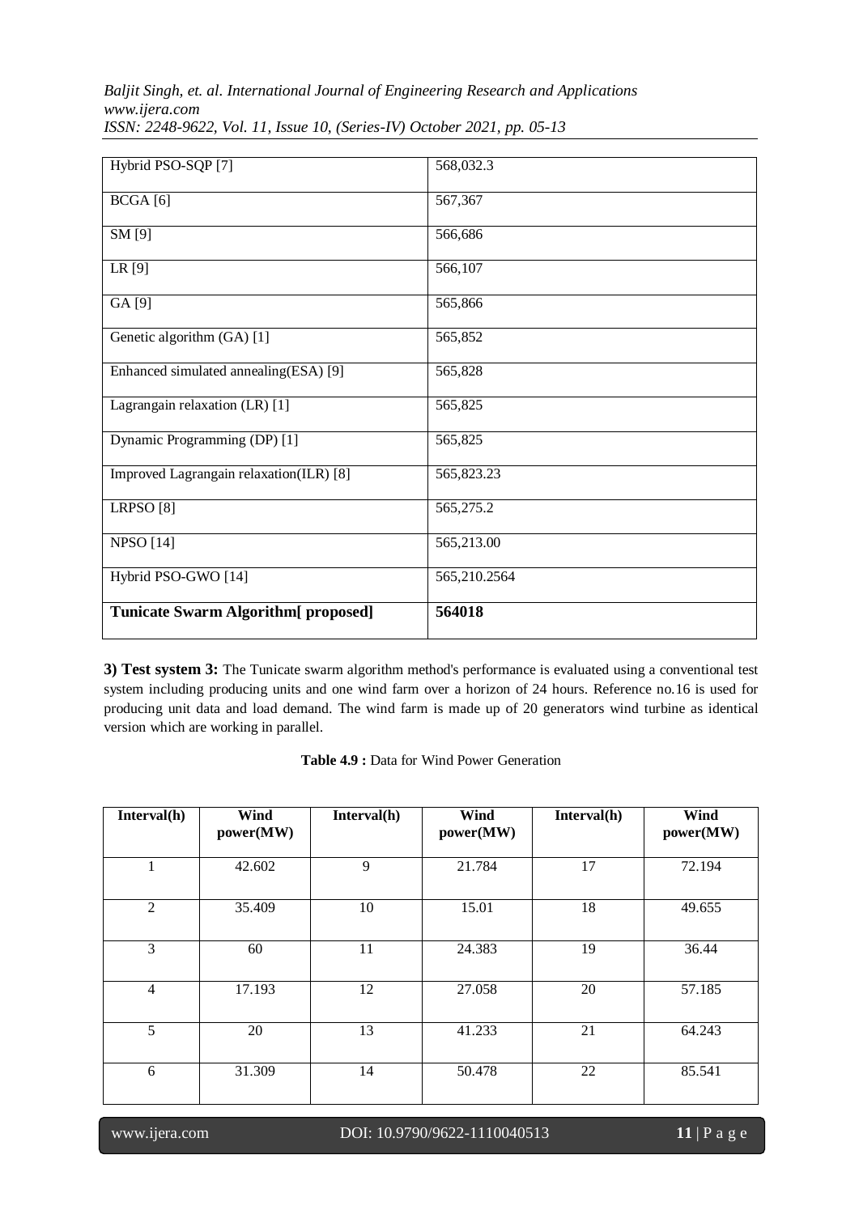| | |
|---|---|
| Hybrid PSO-SQP [7] | 568,032.3 |
| BCGA [6] | 567,367 |
| SM [9] | 566,686 |
| LR [9] | 566,107 |
| GA [9] | 565,866 |
| Genetic algorithm (GA) [1] | 565,852 |
| Enhanced simulated annealing(ESA) [9] | 565,828 |
| Lagrangain relaxation (LR) [1] | 565,825 |
| Dynamic Programming (DP) [1] | 565,825 |
| Improved Lagrangain relaxation(ILR) [8] | 565,823.23 |
| LRPSO [8] | 565,275.2 |
| NPSO [14] | 565,213.00 |
| Hybrid PSO-GWO [14] | 565,210.2564 |
| **Tunicate Swarm Algorithm[ proposed]** | **564018** |

**3) Test system 3:** The Tunicate swarm algorithm method's performance is evaluated using a conventional test system including producing units and one wind farm over a horizon of 24 hours. Reference no.16 is used for producing unit data and load demand. The wind farm is made up of 20 generators wind turbine as identical version which are working in parallel.

**Table 4.9 :** Data for Wind Power Generation

| Interval(h) | Wind power(MW) | Interval(h) | Wind power(MW) | Interval(h) | Wind power(MW) |
|---|---|---|---|---|---|
| 1 | 42.602 | 9 | 21.784 | 17 | 72.194 |
| 2 | 35.409 | 10 | 15.01 | 18 | 49.655 |
| 3 | 60 | 11 | 24.383 | 19 | 36.44 |
| 4 | 17.193 | 12 | 27.058 | 20 | 57.185 |
| 5 | 20 | 13 | 41.233 | 21 | 64.243 |
| 6 | 31.309 | 14 | 50.478 | 22 | 85.541 |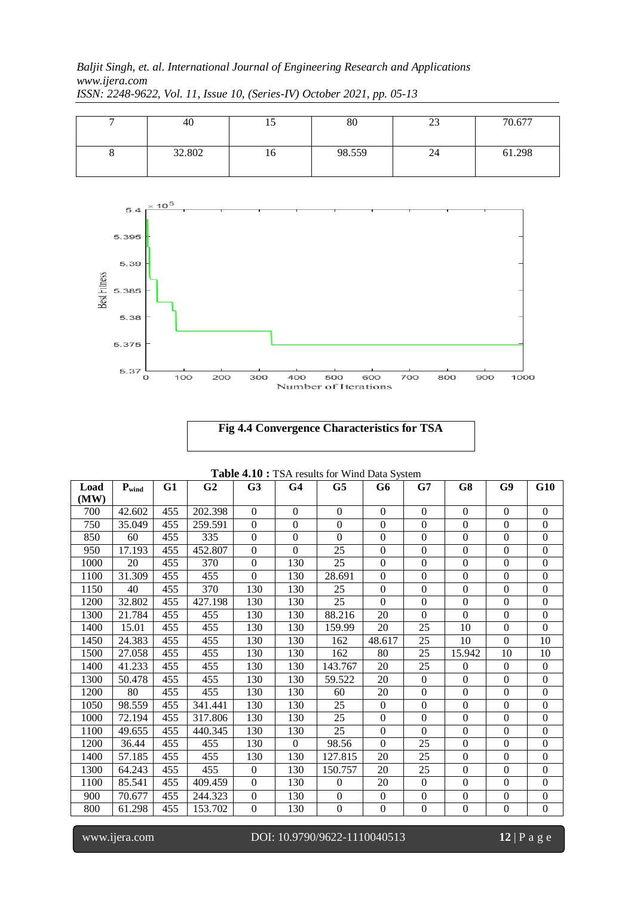| 7 | 40 | 15 | 80 | 23 | 70.677 |
|---|---|---|---|---|---|
| 8 | 32.802 | 16 | 98.559 | 24 | 61.298 |

**Fig 4.4 Convergence Characteristics for TSA**

**Table 4.10 :** TSA results for Wind Data System

| Load (MW) | $P_{wind}$ | G1 | G2 | G3 | G4 | G5 | G6 | G7 | G8 | G9 | G10 |
|---|---|---|---|---|---|---|---|---|---|---|---|
| 700 | 42.602 | 455 | 202.398 | 0 | 0 | 0 | 0 | 0 | 0 | 0 | 0 |
| 750 | 35.049 | 455 | 259.591 | 0 | 0 | 0 | 0 | 0 | 0 | 0 | 0 |
| 850 | 60 | 455 | 335 | 0 | 0 | 0 | 0 | 0 | 0 | 0 | 0 |
| 950 | 17.193 | 455 | 452.807 | 0 | 0 | 25 | 0 | 0 | 0 | 0 | 0 |
| 1000 | 20 | 455 | 370 | 0 | 130 | 25 | 0 | 0 | 0 | 0 | 0 |
| 1100 | 31.309 | 455 | 455 | 0 | 130 | 28.691 | 0 | 0 | 0 | 0 | 0 |
| 1150 | 40 | 455 | 370 | 130 | 130 | 25 | 0 | 0 | 0 | 0 | 0 |
| 1200 | 32.802 | 455 | 427.198 | 130 | 130 | 25 | 0 | 0 | 0 | 0 | 0 |
| 1300 | 21.784 | 455 | 455 | 130 | 130 | 88.216 | 20 | 0 | 0 | 0 | 0 |
| 1400 | 15.01 | 455 | 455 | 130 | 130 | 159.99 | 20 | 25 | 10 | 0 | 0 |
| 1450 | 24.383 | 455 | 455 | 130 | 130 | 162 | 48.617 | 25 | 10 | 0 | 10 |
| 1500 | 27.058 | 455 | 455 | 130 | 130 | 162 | 80 | 25 | 15.942 | 10 | 10 |
| 1400 | 41.233 | 455 | 455 | 130 | 130 | 143.767 | 20 | 25 | 0 | 0 | 0 |
| 1300 | 50.478 | 455 | 455 | 130 | 130 | 59.522 | 20 | 0 | 0 | 0 | 0 |
| 1200 | 80 | 455 | 455 | 130 | 130 | 60 | 20 | 0 | 0 | 0 | 0 |
| 1050 | 98.559 | 455 | 341.441 | 130 | 130 | 25 | 0 | 0 | 0 | 0 | 0 |
| 1000 | 72.194 | 455 | 317.806 | 130 | 130 | 25 | 0 | 0 | 0 | 0 | 0 |
| 1100 | 49.655 | 455 | 440.345 | 130 | 130 | 25 | 0 | 0 | 0 | 0 | 0 |
| 1200 | 36.44 | 455 | 455 | 130 | 0 | 98.56 | 0 | 25 | 0 | 0 | 0 |
| 1400 | 57.185 | 455 | 455 | 130 | 130 | 127.815 | 20 | 25 | 0 | 0 | 0 |
| 1300 | 64.243 | 455 | 455 | 0 | 130 | 150.757 | 20 | 25 | 0 | 0 | 0 |
| 1100 | 85.541 | 455 | 409.459 | 0 | 130 | 0 | 20 | 0 | 0 | 0 | 0 |
| 900 | 70.677 | 455 | 244.323 | 0 | 130 | 0 | 0 | 0 | 0 | 0 | 0 |
| 800 | 61.298 | 455 | 153.702 | 0 | 130 | 0 | 0 | 0 | 0 | 0 | 0 |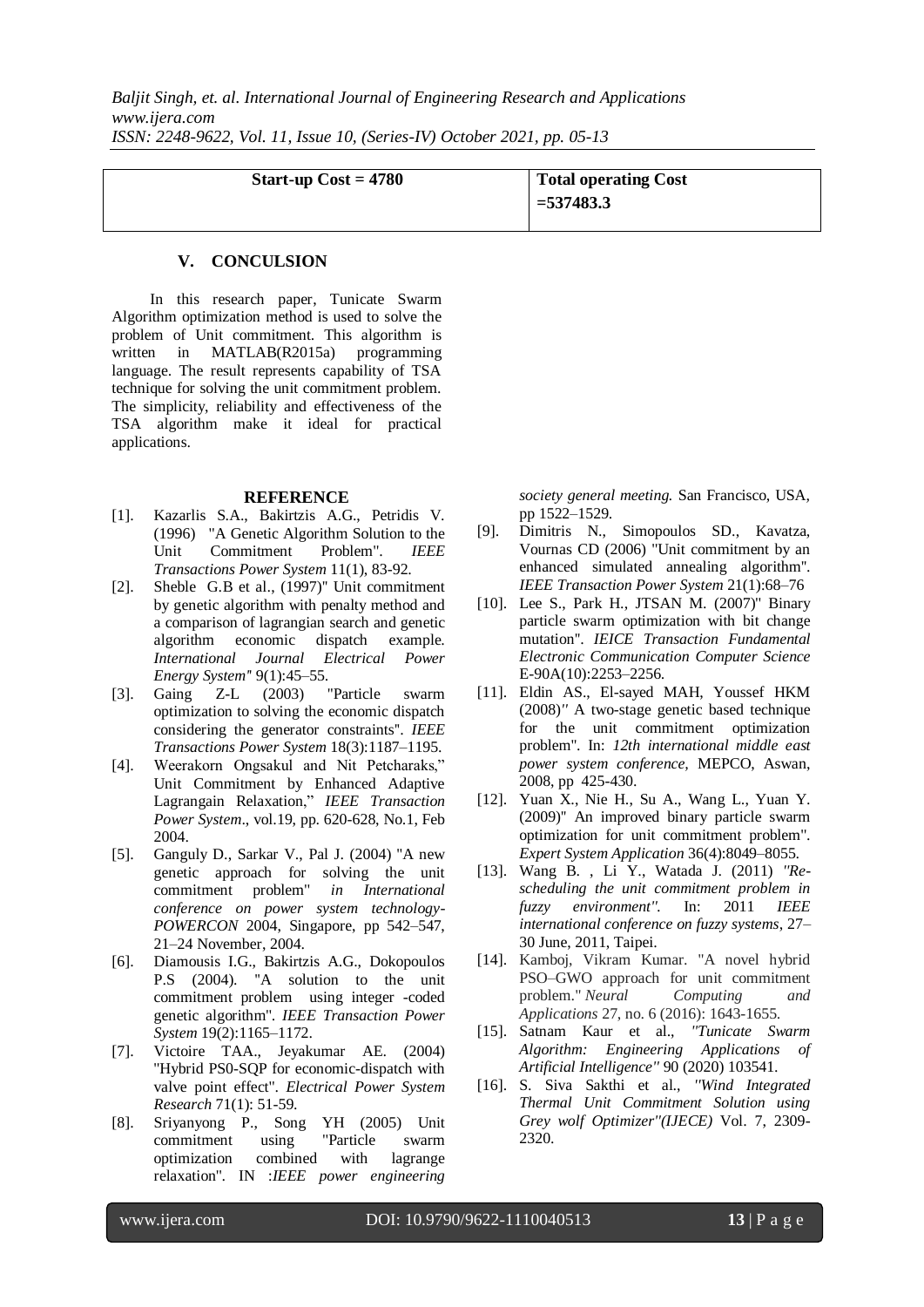| | |
|---|---|
| **Start-up Cost = 4780** | **Total operating Cost =537483.3** |

## V. CONCULSION

In this research paper, Tunicate Swarm Algorithm optimization method is used to solve the problem of Unit commitment. This algorithm is written in MATLAB(R2015a) programming language. The result represents capability of TSA technique for solving the unit commitment problem. The simplicity, reliability and effectiveness of the TSA algorithm make it ideal for practical applications.

## REFERENCE

[1]. Kazarlis S.A., Bakirtzis A.G., Petridis V. (1996) "A Genetic Algorithm Solution to the Unit Commitment Problem". *IEEE Transactions Power System* 11(1), 83-92.

[2]. Sheble G.B et al., (1997)" Unit commitment by genetic algorithm with penalty method and a comparison of lagrangian search and genetic algorithm economic dispatch example. *International Journal Electrical Power Energy System"* 9(1):45–55.

[3]. Gaing Z-L (2003) "Particle swarm optimization to solving the economic dispatch considering the generator constraints". *IEEE Transactions Power System* 18(3):1187–1195.

[4]. Weerakorn Ongsakul and Nit Petcharaks," Unit Commitment by Enhanced Adaptive Lagrangain Relaxation," *IEEE Transaction Power System*., vol.19, pp. 620-628, No.1, Feb 2004.

[5]. Ganguly D., Sarkar V., Pal J. (2004) "A new genetic approach for solving the unit commitment problem" *in International conference on power system technology-POWERCON* 2004, Singapore, pp 542–547, 21–24 November, 2004.

[6]. Diamousis I.G., Bakirtzis A.G., Dokopoulos P.S (2004). "A solution to the unit commitment problem using integer -coded genetic algorithm". *IEEE Transaction Power System* 19(2):1165–1172.

[7]. Victoire TAA., Jeyakumar AE. (2004) "Hybrid PS0-SQP for economic-dispatch with valve point effect". *Electrical Power System Research* 71(1): 51-59.

[8]. Sriyanyong P., Song YH (2005) Unit commitment using "Particle swarm optimization combined with lagrange relaxation". IN :*IEEE power engineering society general meeting.* San Francisco, USA, pp 1522–1529.

[9]. Dimitris N., Simopoulos SD., Kavatza, Vournas CD (2006) "Unit commitment by an enhanced simulated annealing algorithm". *IEEE Transaction Power System* 21(1):68–76

[10]. Lee S., Park H., JTSAN M. (2007)" Binary particle swarm optimization with bit change mutation". *IEICE Transaction Fundamental Electronic Communication Computer Science* E-90A(10):2253–2256.

[11]. Eldin AS., El-sayed MAH, Youssef HKM (2008)" A two-stage genetic based technique for the unit commitment optimization problem". In: *12th international middle east power system conference*, MEPCO, Aswan, 2008, pp 425-430.

[12]. Yuan X., Nie H., Su A., Wang L., Yuan Y. (2009)" An improved binary particle swarm optimization for unit commitment problem". *Expert System Application* 36(4):8049–8055.

[13]. Wang B. , Li Y., Watada J. (2011) *"Re-scheduling the unit commitment problem in fuzzy environment".* In: 2011 *IEEE international conference on fuzzy systems*, 27–30 June, 2011, Taipei.

[14]. Kamboj, Vikram Kumar. "A novel hybrid PSO–GWO approach for unit commitment problem." *Neural Computing and Applications* 27, no. 6 (2016): 1643-1655.

[15]. Satnam Kaur et al., *"Tunicate Swarm Algorithm: Engineering Applications of Artificial Intelligence"* 90 (2020) 103541.

[16]. S. Siva Sakthi et al., *"Wind Integrated Thermal Unit Commitment Solution using Grey wolf Optimizer"(IJECE)* Vol. 7, 2309-2320.